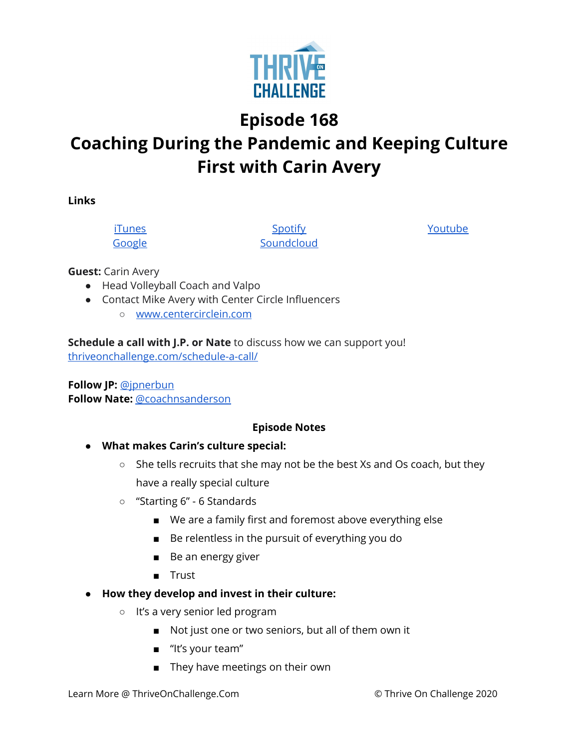# Episode 168

# Coaching During the Pandemic and Keeping Culture First with Carin Avery

**Links**

iTunes | Spotify | Youtube
Google | Soundcloud

**Guest:** Carin Avery

- Head Volleyball Coach and Valpo
- Contact Mike Avery with Center Circle Influencers
  - www.centercirclein.com

**Schedule a call with J.P. or Nate** to discuss how we can support you!
thriveonchallenge.com/schedule-a-call/

**Follow JP:** @jpnerbun
**Follow Nate:** @coachnsanderson

**Episode Notes**

- **What makes Carin's culture special:**
  - She tells recruits that she may not be the best Xs and Os coach, but they have a really special culture
  - "Starting 6" - 6 Standards
    - We are a family first and foremost above everything else
    - Be relentless in the pursuit of everything you do
    - Be an energy giver
    - Trust
- **How they develop and invest in their culture:**
  - It's a very senior led program
    - Not just one or two seniors, but all of them own it
    - "It's your team"
    - They have meetings on their own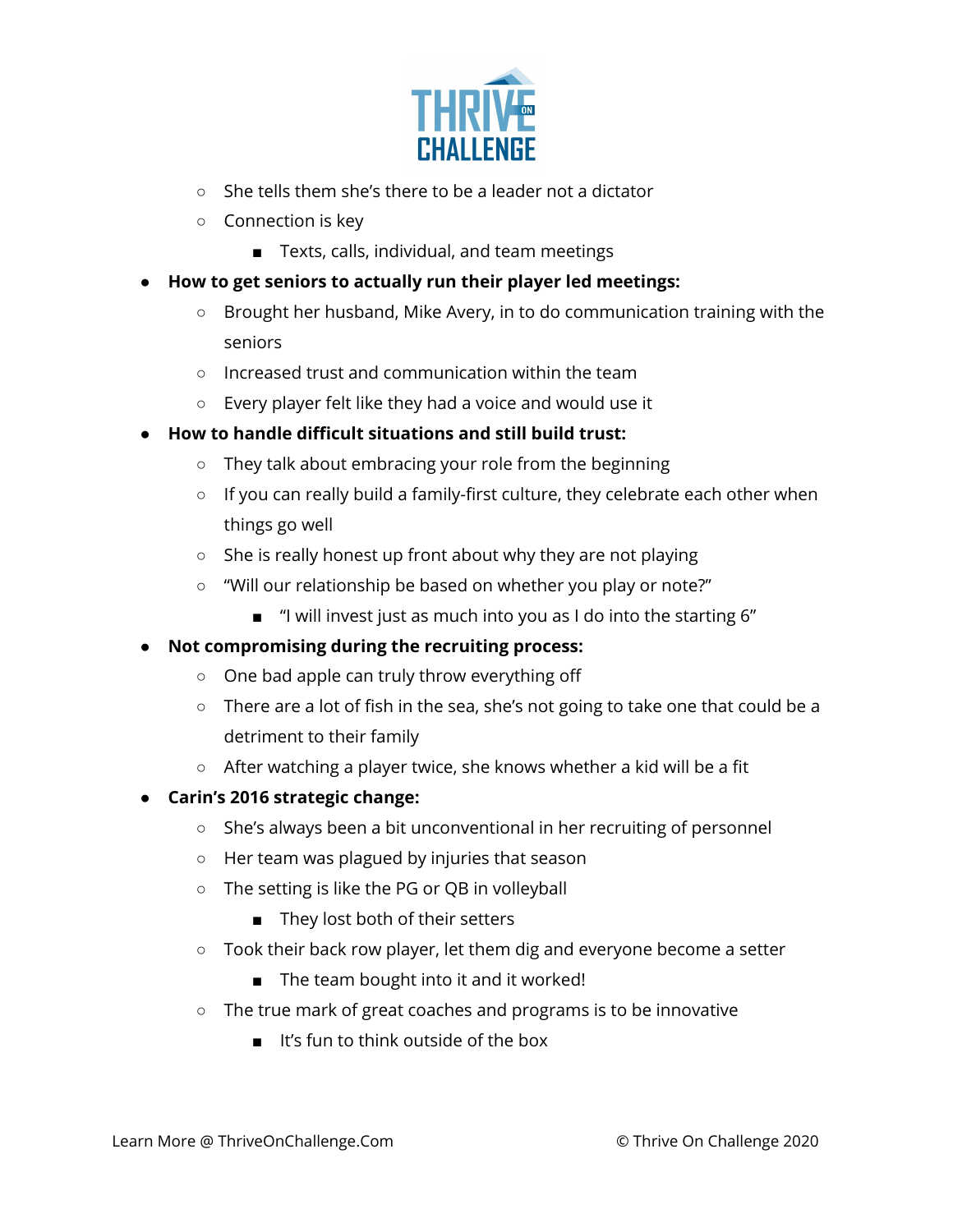- She tells them she's there to be a leader not a dictator
    - Connection is key
        - Texts, calls, individual, and team meetings
- **How to get seniors to actually run their player led meetings:**
    - Brought her husband, Mike Avery, in to do communication training with the seniors
    - Increased trust and communication within the team
    - Every player felt like they had a voice and would use it
- **How to handle difficult situations and still build trust:**
    - They talk about embracing your role from the beginning
    - If you can really build a family-first culture, they celebrate each other when things go well
    - She is really honest up front about why they are not playing
    - "Will our relationship be based on whether you play or note?"
        - "I will invest just as much into you as I do into the starting 6"
- **Not compromising during the recruiting process:**
    - One bad apple can truly throw everything off
    - There are a lot of fish in the sea, she's not going to take one that could be a detriment to their family
    - After watching a player twice, she knows whether a kid will be a fit
- **Carin's 2016 strategic change:**
    - She's always been a bit unconventional in her recruiting of personnel
    - Her team was plagued by injuries that season
    - The setting is like the PG or QB in volleyball
        - They lost both of their setters
    - Took their back row player, let them dig and everyone become a setter
        - The team bought into it and it worked!
    - The true mark of great coaches and programs is to be innovative
        - It's fun to think outside of the box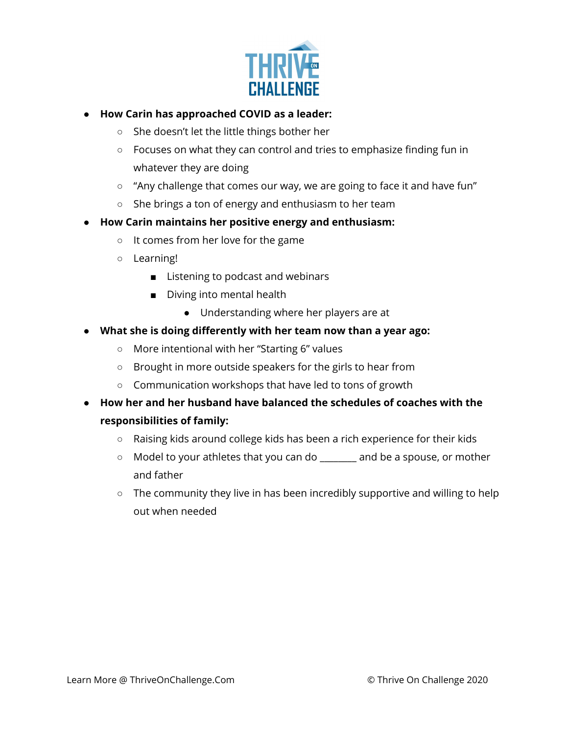- **How Carin has approached COVID as a leader:**
  - She doesn't let the little things bother her
  - Focuses on what they can control and tries to emphasize finding fun in whatever they are doing
  - "Any challenge that comes our way, we are going to face it and have fun"
  - She brings a ton of energy and enthusiasm to her team
- **How Carin maintains her positive energy and enthusiasm:**
  - It comes from her love for the game
  - Learning!
    - Listening to podcast and webinars
    - Diving into mental health
      - Understanding where her players are at
- **What she is doing differently with her team now than a year ago:**
  - More intentional with her "Starting 6" values
  - Brought in more outside speakers for the girls to hear from
  - Communication workshops that have led to tons of growth
- **How her and her husband have balanced the schedules of coaches with the responsibilities of family:**
  - Raising kids around college kids has been a rich experience for their kids
  - Model to your athletes that you can do ________ and be a spouse, or mother and father
  - The community they live in has been incredibly supportive and willing to help out when needed